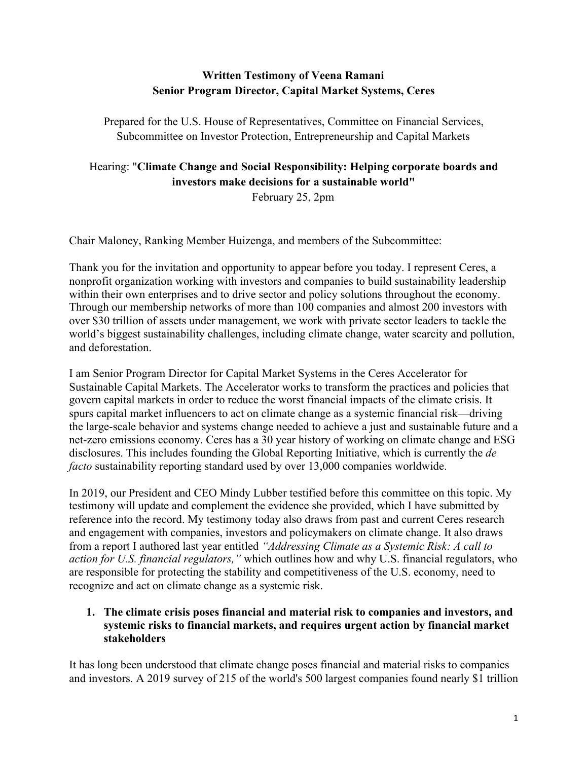**Written Testimony of Veena Ramani**
**Senior Program Director, Capital Market Systems, Ceres**

Prepared for the U.S. House of Representatives, Committee on Financial Services, Subcommittee on Investor Protection, Entrepreneurship and Capital Markets

Hearing: "**Climate Change and Social Responsibility: Helping corporate boards and investors make decisions for a sustainable world**"
February 25, 2pm

Chair Maloney, Ranking Member Huizenga, and members of the Subcommittee:

Thank you for the invitation and opportunity to appear before you today. I represent Ceres, a nonprofit organization working with investors and companies to build sustainability leadership within their own enterprises and to drive sector and policy solutions throughout the economy. Through our membership networks of more than 100 companies and almost 200 investors with over $30 trillion of assets under management, we work with private sector leaders to tackle the world's biggest sustainability challenges, including climate change, water scarcity and pollution, and deforestation.

I am Senior Program Director for Capital Market Systems in the Ceres Accelerator for Sustainable Capital Markets. The Accelerator works to transform the practices and policies that govern capital markets in order to reduce the worst financial impacts of the climate crisis. It spurs capital market influencers to act on climate change as a systemic financial risk—driving the large-scale behavior and systems change needed to achieve a just and sustainable future and a net-zero emissions economy. Ceres has a 30 year history of working on climate change and ESG disclosures. This includes founding the Global Reporting Initiative, which is currently the *de facto* sustainability reporting standard used by over 13,000 companies worldwide.

In 2019, our President and CEO Mindy Lubber testified before this committee on this topic. My testimony will update and complement the evidence she provided, which I have submitted by reference into the record. My testimony today also draws from past and current Ceres research and engagement with companies, investors and policymakers on climate change. It also draws from a report I authored last year entitled *"Addressing Climate as a Systemic Risk: A call to action for U.S. financial regulators,"* which outlines how and why U.S. financial regulators, who are responsible for protecting the stability and competitiveness of the U.S. economy, need to recognize and act on climate change as a systemic risk.

1. **The climate crisis poses financial and material risk to companies and investors, and systemic risks to financial markets, and requires urgent action by financial market stakeholders**

It has long been understood that climate change poses financial and material risks to companies and investors. A 2019 survey of 215 of the world's 500 largest companies found nearly $1 trillion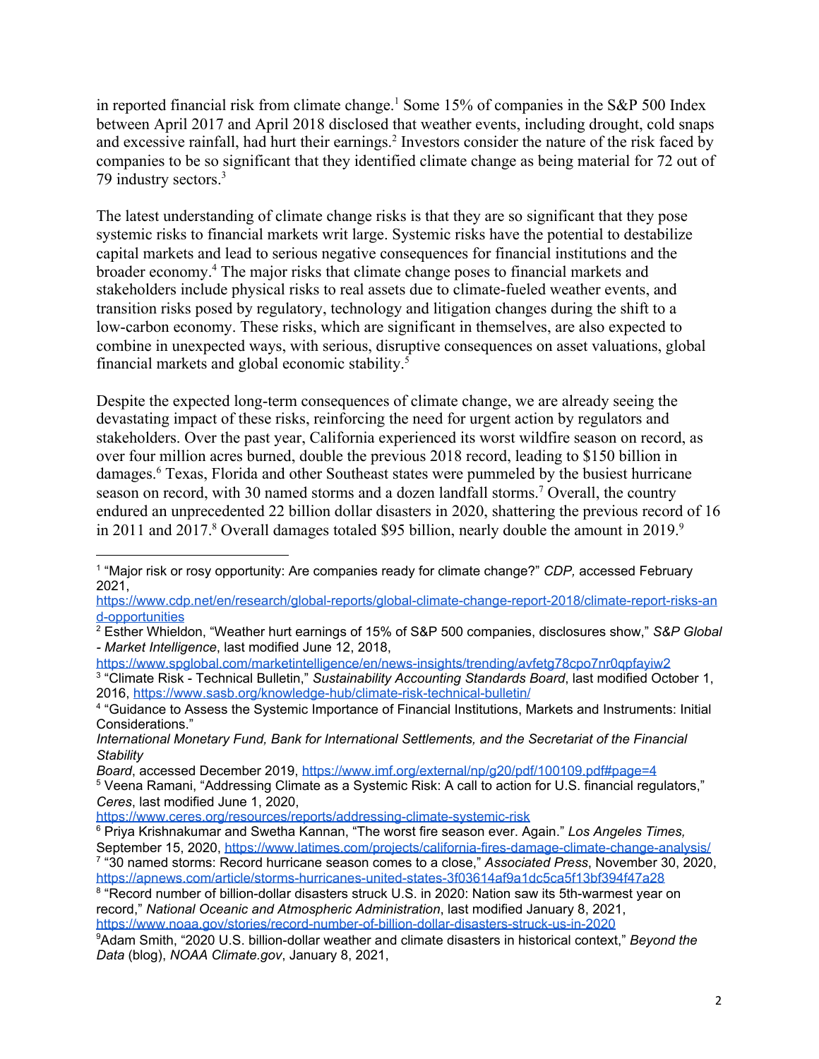in reported financial risk from climate change.[1] Some 15% of companies in the S&P 500 Index between April 2017 and April 2018 disclosed that weather events, including drought, cold snaps and excessive rainfall, had hurt their earnings.[2] Investors consider the nature of the risk faced by companies to be so significant that they identified climate change as being material for 72 out of 79 industry sectors.[3]

The latest understanding of climate change risks is that they are so significant that they pose systemic risks to financial markets writ large. Systemic risks have the potential to destabilize capital markets and lead to serious negative consequences for financial institutions and the broader economy.[4] The major risks that climate change poses to financial markets and stakeholders include physical risks to real assets due to climate-fueled weather events, and transition risks posed by regulatory, technology and litigation changes during the shift to a low-carbon economy. These risks, which are significant in themselves, are also expected to combine in unexpected ways, with serious, disruptive consequences on asset valuations, global financial markets and global economic stability.[5]

Despite the expected long-term consequences of climate change, we are already seeing the devastating impact of these risks, reinforcing the need for urgent action by regulators and stakeholders. Over the past year, California experienced its worst wildfire season on record, as over four million acres burned, double the previous 2018 record, leading to $150 billion in damages.[6] Texas, Florida and other Southeast states were pummeled by the busiest hurricane season on record, with 30 named storms and a dozen landfall storms.[7] Overall, the country endured an unprecedented 22 billion dollar disasters in 2020, shattering the previous record of 16 in 2011 and 2017.[8] Overall damages totaled $95 billion, nearly double the amount in 2019.[9]

---

[1] "Major risk or rosy opportunity: Are companies ready for climate change?" *CDP,* accessed February 2021, https://www.cdp.net/en/research/global-reports/global-climate-change-report-2018/climate-report-risks-and-opportunities

[2] Esther Whieldon, "Weather hurt earnings of 15% of S&P 500 companies, disclosures show," *S&P Global - Market Intelligence*, last modified June 12, 2018, https://www.spglobal.com/marketintelligence/en/news-insights/trending/avfetg78cpo7nr0qpfayiw2

[3] "Climate Risk - Technical Bulletin," *Sustainability Accounting Standards Board*, last modified October 1, 2016, https://www.sasb.org/knowledge-hub/climate-risk-technical-bulletin/

[4] "Guidance to Assess the Systemic Importance of Financial Institutions, Markets and Instruments: Initial Considerations." *International Monetary Fund, Bank for International Settlements, and the Secretariat of the Financial Stability Board*, accessed December 2019, https://www.imf.org/external/np/g20/pdf/100109.pdf#page=4

[5] Veena Ramani, "Addressing Climate as a Systemic Risk: A call to action for U.S. financial regulators," *Ceres*, last modified June 1, 2020, https://www.ceres.org/resources/reports/addressing-climate-systemic-risk

[6] Priya Krishnakumar and Swetha Kannan, "The worst fire season ever. Again." *Los Angeles Times,* September 15, 2020, https://www.latimes.com/projects/california-fires-damage-climate-change-analysis/

[7] "30 named storms: Record hurricane season comes to a close," *Associated Press*, November 30, 2020, https://apnews.com/article/storms-hurricanes-united-states-3f03614af9a1dc5ca5f13bf394f47a28

[8] "Record number of billion-dollar disasters struck U.S. in 2020: Nation saw its 5th-warmest year on record," *National Oceanic and Atmospheric Administration*, last modified January 8, 2021, https://www.noaa.gov/stories/record-number-of-billion-dollar-disasters-struck-us-in-2020

[9] Adam Smith, "2020 U.S. billion-dollar weather and climate disasters in historical context," *Beyond the Data* (blog), *NOAA Climate.gov*, January 8, 2021,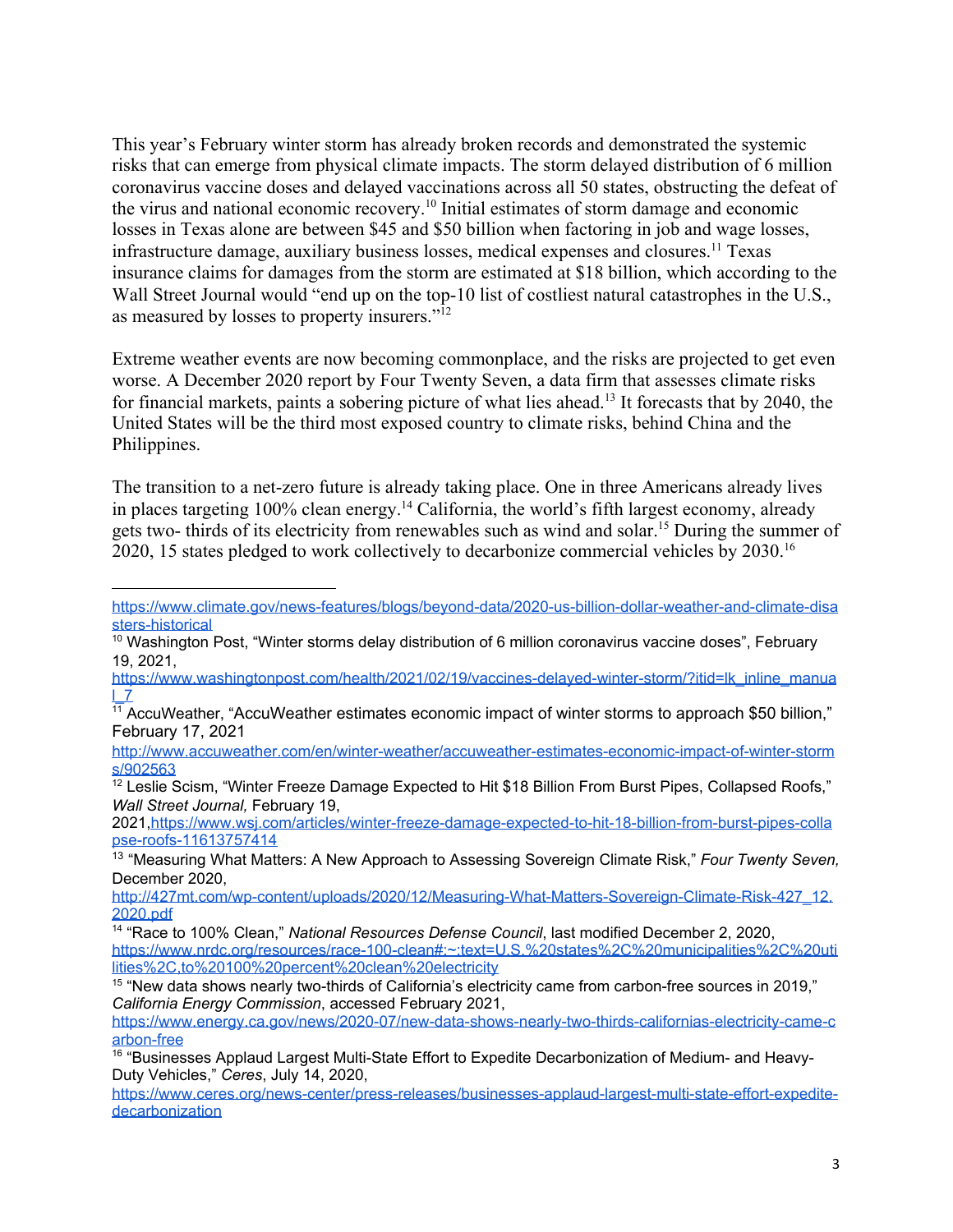This year's February winter storm has already broken records and demonstrated the systemic risks that can emerge from physical climate impacts. The storm delayed distribution of 6 million coronavirus vaccine doses and delayed vaccinations across all 50 states, obstructing the defeat of the virus and national economic recovery.[10] Initial estimates of storm damage and economic losses in Texas alone are between $45 and $50 billion when factoring in job and wage losses, infrastructure damage, auxiliary business losses, medical expenses and closures.[11] Texas insurance claims for damages from the storm are estimated at $18 billion, which according to the Wall Street Journal would "end up on the top-10 list of costliest natural catastrophes in the U.S., as measured by losses to property insurers."[12]

Extreme weather events are now becoming commonplace, and the risks are projected to get even worse. A December 2020 report by Four Twenty Seven, a data firm that assesses climate risks for financial markets, paints a sobering picture of what lies ahead.[13] It forecasts that by 2040, the United States will be the third most exposed country to climate risks, behind China and the Philippines.

The transition to a net-zero future is already taking place. One in three Americans already lives in places targeting 100% clean energy.[14] California, the world's fifth largest economy, already gets two- thirds of its electricity from renewables such as wind and solar.[15] During the summer of 2020, 15 states pledged to work collectively to decarbonize commercial vehicles by 2030.[16]

---

https://www.climate.gov/news-features/blogs/beyond-data/2020-us-billion-dollar-weather-and-climate-disasters-historical

[10] Washington Post, "Winter storms delay distribution of 6 million coronavirus vaccine doses", February 19, 2021, https://www.washingtonpost.com/health/2021/02/19/vaccines-delayed-winter-storm/?itid=lk_inline_manual_7

[11] AccuWeather, "AccuWeather estimates economic impact of winter storms to approach $50 billion," February 17, 2021 http://www.accuweather.com/en/winter-weather/accuweather-estimates-economic-impact-of-winter-storms/902563

[12] Leslie Scism, "Winter Freeze Damage Expected to Hit $18 Billion From Burst Pipes, Collapsed Roofs," *Wall Street Journal,* February 19, 2021,https://www.wsj.com/articles/winter-freeze-damage-expected-to-hit-18-billion-from-burst-pipes-collapse-roofs-11613757414

[13] "Measuring What Matters: A New Approach to Assessing Sovereign Climate Risk," *Four Twenty Seven,* December 2020, http://427mt.com/wp-content/uploads/2020/12/Measuring-What-Matters-Sovereign-Climate-Risk-427_12.2020.pdf

[14] "Race to 100% Clean," *National Resources Defense Council*, last modified December 2, 2020, https://www.nrdc.org/resources/race-100-clean#:~:text=U.S.%20states%2C%20municipalities%2C%20utilities%2C,to%20100%20percent%20clean%20electricity

[15] "New data shows nearly two-thirds of California's electricity came from carbon-free sources in 2019," *California Energy Commission*, accessed February 2021, https://www.energy.ca.gov/news/2020-07/new-data-shows-nearly-two-thirds-californias-electricity-came-carbon-free

[16] "Businesses Applaud Largest Multi-State Effort to Expedite Decarbonization of Medium- and Heavy-Duty Vehicles," *Ceres*, July 14, 2020, https://www.ceres.org/news-center/press-releases/businesses-applaud-largest-multi-state-effort-expedite-decarbonization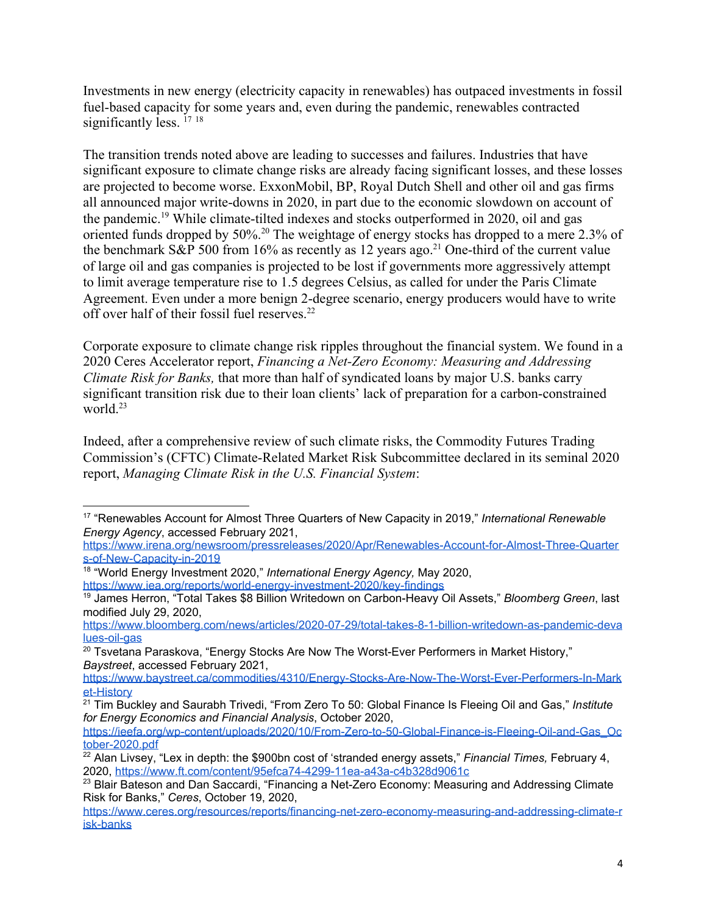Investments in new energy (electricity capacity in renewables) has outpaced investments in fossil fuel-based capacity for some years and, even during the pandemic, renewables contracted significantly less. [17] [18]

The transition trends noted above are leading to successes and failures. Industries that have significant exposure to climate change risks are already facing significant losses, and these losses are projected to become worse. ExxonMobil, BP, Royal Dutch Shell and other oil and gas firms all announced major write-downs in 2020, in part due to the economic slowdown on account of the pandemic.[19] While climate-tilted indexes and stocks outperformed in 2020, oil and gas oriented funds dropped by 50%.[20] The weightage of energy stocks has dropped to a mere 2.3% of the benchmark S&P 500 from 16% as recently as 12 years ago.[21] One-third of the current value of large oil and gas companies is projected to be lost if governments more aggressively attempt to limit average temperature rise to 1.5 degrees Celsius, as called for under the Paris Climate Agreement. Even under a more benign 2-degree scenario, energy producers would have to write off over half of their fossil fuel reserves.[22]

Corporate exposure to climate change risk ripples throughout the financial system. We found in a 2020 Ceres Accelerator report, *Financing a Net-Zero Economy: Measuring and Addressing Climate Risk for Banks,* that more than half of syndicated loans by major U.S. banks carry significant transition risk due to their loan clients' lack of preparation for a carbon-constrained world.[23]

Indeed, after a comprehensive review of such climate risks, the Commodity Futures Trading Commission's (CFTC) Climate-Related Market Risk Subcommittee declared in its seminal 2020 report, *Managing Climate Risk in the U.S. Financial System*:

---

[17] "Renewables Account for Almost Three Quarters of New Capacity in 2019," *International Renewable Energy Agency*, accessed February 2021, https://www.irena.org/newsroom/pressreleases/2020/Apr/Renewables-Account-for-Almost-Three-Quarters-of-New-Capacity-in-2019

[18] "World Energy Investment 2020," *International Energy Agency,* May 2020, https://www.iea.org/reports/world-energy-investment-2020/key-findings

[19] James Herron, "Total Takes $8 Billion Writedown on Carbon-Heavy Oil Assets," *Bloomberg Green*, last modified July 29, 2020, https://www.bloomberg.com/news/articles/2020-07-29/total-takes-8-1-billion-writedown-as-pandemic-devalues-oil-gas

[20] Tsvetana Paraskova, "Energy Stocks Are Now The Worst-Ever Performers in Market History," *Baystreet*, accessed February 2021, https://www.baystreet.ca/commodities/4310/Energy-Stocks-Are-Now-The-Worst-Ever-Performers-In-Market-History

[21] Tim Buckley and Saurabh Trivedi, "From Zero To 50: Global Finance Is Fleeing Oil and Gas," *Institute for Energy Economics and Financial Analysis*, October 2020, https://ieefa.org/wp-content/uploads/2020/10/From-Zero-to-50-Global-Finance-is-Fleeing-Oil-and-Gas_October-2020.pdf

[22] Alan Livsey, "Lex in depth: the $900bn cost of 'stranded energy assets," *Financial Times,* February 4, 2020, https://www.ft.com/content/95efca74-4299-11ea-a43a-c4b328d9061c

[23] Blair Bateson and Dan Saccardi, "Financing a Net-Zero Economy: Measuring and Addressing Climate Risk for Banks," *Ceres*, October 19, 2020, https://www.ceres.org/resources/reports/financing-net-zero-economy-measuring-and-addressing-climate-risk-banks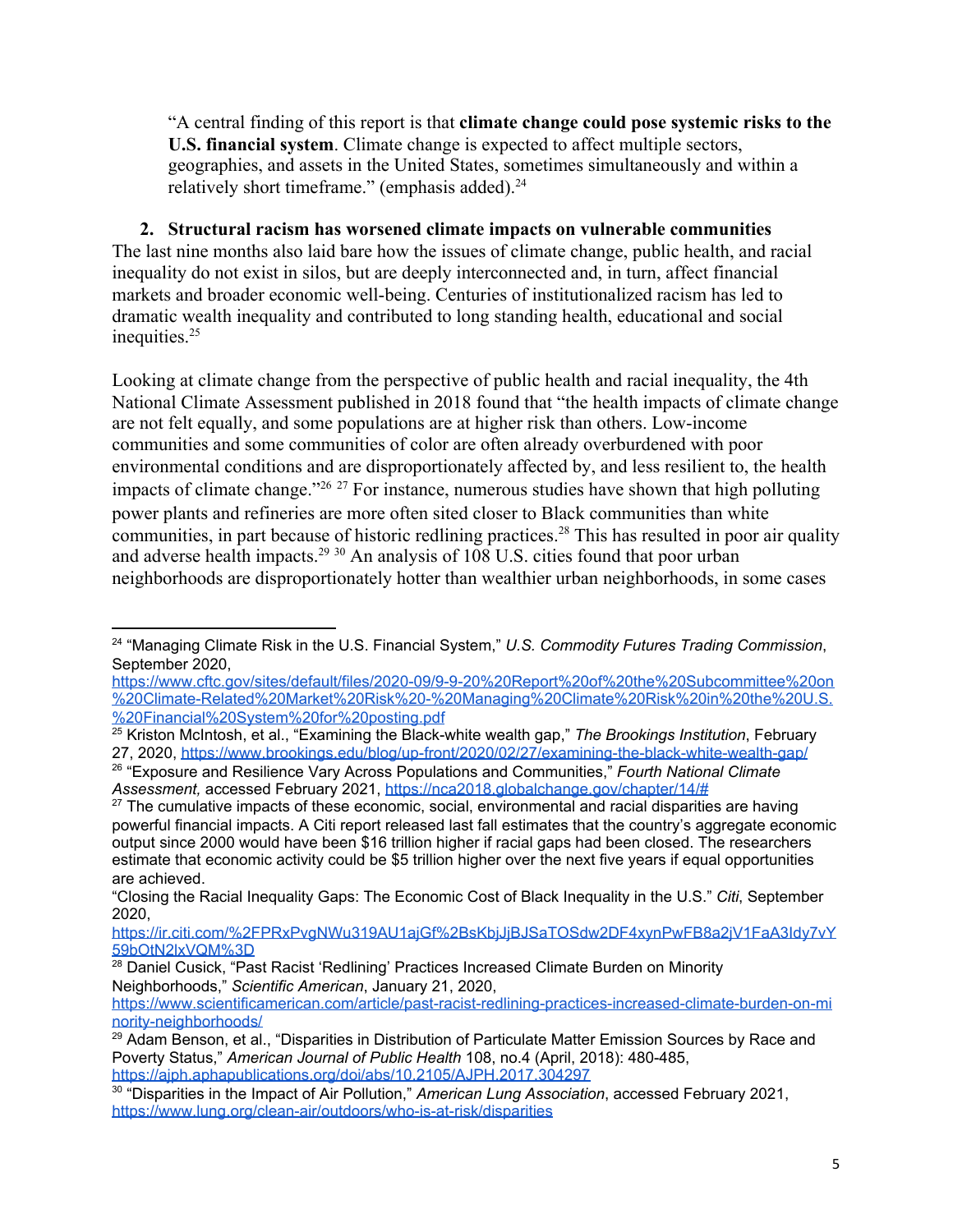> "A central finding of this report is that **climate change could pose systemic risks to the U.S. financial system**. Climate change is expected to affect multiple sectors, geographies, and assets in the United States, sometimes simultaneously and within a relatively short timeframe." (emphasis added).[24]

2. **Structural racism has worsened climate impacts on vulnerable communities**

The last nine months also laid bare how the issues of climate change, public health, and racial inequality do not exist in silos, but are deeply interconnected and, in turn, affect financial markets and broader economic well-being. Centuries of institutionalized racism has led to dramatic wealth inequality and contributed to long standing health, educational and social inequities.[25]

Looking at climate change from the perspective of public health and racial inequality, the 4th National Climate Assessment published in 2018 found that "the health impacts of climate change are not felt equally, and some populations are at higher risk than others. Low-income communities and some communities of color are often already overburdened with poor environmental conditions and are disproportionately affected by, and less resilient to, the health impacts of climate change."[26] [27] For instance, numerous studies have shown that high polluting power plants and refineries are more often sited closer to Black communities than white communities, in part because of historic redlining practices.[28] This has resulted in poor air quality and adverse health impacts.[29] [30] An analysis of 108 U.S. cities found that poor urban neighborhoods are disproportionately hotter than wealthier urban neighborhoods, in some cases

---

[24] "Managing Climate Risk in the U.S. Financial System," *U.S. Commodity Futures Trading Commission*, September 2020, https://www.cftc.gov/sites/default/files/2020-09/9-9-20%20Report%20of%20the%20Subcommittee%20on%20Climate-Related%20Market%20Risk%20-%20Managing%20Climate%20Risk%20in%20the%20U.S.%20Financial%20System%20for%20posting.pdf

[25] Kriston McIntosh, et al., "Examining the Black-white wealth gap," *The Brookings Institution*, February 27, 2020, https://www.brookings.edu/blog/up-front/2020/02/27/examining-the-black-white-wealth-gap/

[26] "Exposure and Resilience Vary Across Populations and Communities," *Fourth National Climate Assessment,* accessed February 2021, https://nca2018.globalchange.gov/chapter/14/#

[27] The cumulative impacts of these economic, social, environmental and racial disparities are having powerful financial impacts. A Citi report released last fall estimates that the country's aggregate economic output since 2000 would have been $16 trillion higher if racial gaps had been closed. The researchers estimate that economic activity could be $5 trillion higher over the next five years if equal opportunities are achieved.

"Closing the Racial Inequality Gaps: The Economic Cost of Black Inequality in the U.S." *Citi*, September 2020, https://ir.citi.com/%2FPRxPvgNWu319AU1ajGf%2BsKbjJjBJSaTOSdw2DF4xynPwFB8a2jV1FaA3Idy7vY59bOtN2lxVQM%3D

[28] Daniel Cusick, "Past Racist 'Redlining' Practices Increased Climate Burden on Minority Neighborhoods," *Scientific American*, January 21, 2020, https://www.scientificamerican.com/article/past-racist-redlining-practices-increased-climate-burden-on-minority-neighborhoods/

[29] Adam Benson, et al., "Disparities in Distribution of Particulate Matter Emission Sources by Race and Poverty Status," *American Journal of Public Health* 108, no.4 (April, 2018): 480-485, https://ajph.aphapublications.org/doi/abs/10.2105/AJPH.2017.304297

[30] "Disparities in the Impact of Air Pollution," *American Lung Association*, accessed February 2021, https://www.lung.org/clean-air/outdoors/who-is-at-risk/disparities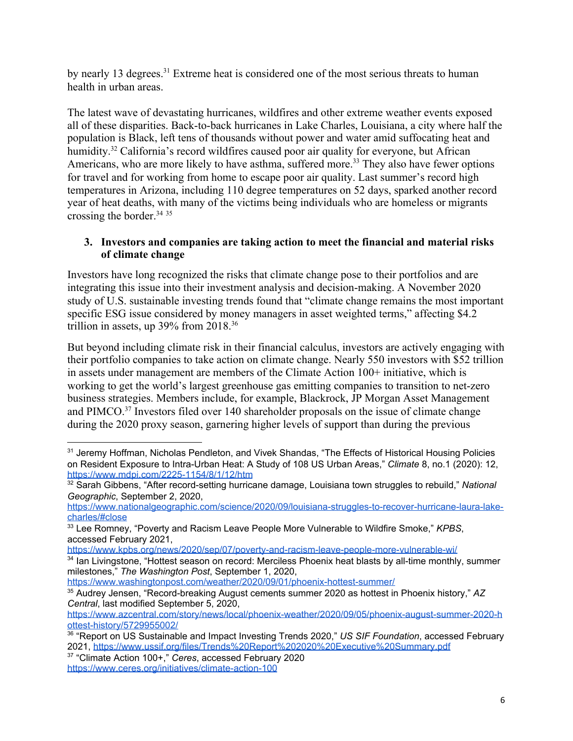by nearly 13 degrees.[31] Extreme heat is considered one of the most serious threats to human health in urban areas.

The latest wave of devastating hurricanes, wildfires and other extreme weather events exposed all of these disparities. Back-to-back hurricanes in Lake Charles, Louisiana, a city where half the population is Black, left tens of thousands without power and water amid suffocating heat and humidity.[32] California's record wildfires caused poor air quality for everyone, but African Americans, who are more likely to have asthma, suffered more.[33] They also have fewer options for travel and for working from home to escape poor air quality. Last summer's record high temperatures in Arizona, including 110 degree temperatures on 52 days, sparked another record year of heat deaths, with many of the victims being individuals who are homeless or migrants crossing the border.[34] [35]

### 3. Investors and companies are taking action to meet the financial and material risks of climate change

Investors have long recognized the risks that climate change pose to their portfolios and are integrating this issue into their investment analysis and decision-making. A November 2020 study of U.S. sustainable investing trends found that "climate change remains the most important specific ESG issue considered by money managers in asset weighted terms," affecting $4.2 trillion in assets, up 39% from 2018.[36]

But beyond including climate risk in their financial calculus, investors are actively engaging with their portfolio companies to take action on climate change. Nearly 550 investors with $52 trillion in assets under management are members of the Climate Action 100+ initiative, which is working to get the world's largest greenhouse gas emitting companies to transition to net-zero business strategies. Members include, for example, Blackrock, JP Morgan Asset Management and PIMCO.[37] Investors filed over 140 shareholder proposals on the issue of climate change during the 2020 proxy season, garnering higher levels of support than during the previous

---

[31] Jeremy Hoffman, Nicholas Pendleton, and Vivek Shandas, "The Effects of Historical Housing Policies on Resident Exposure to Intra-Urban Heat: A Study of 108 US Urban Areas," *Climate* 8, no.1 (2020): 12, https://www.mdpi.com/2225-1154/8/1/12/htm

[32] Sarah Gibbens, "After record-setting hurricane damage, Louisiana town struggles to rebuild," *National Geographic*, September 2, 2020, https://www.nationalgeographic.com/science/2020/09/louisiana-struggles-to-recover-hurricane-laura-lake-charles/#close

[33] Lee Romney, "Poverty and Racism Leave People More Vulnerable to Wildfire Smoke," *KPBS*, accessed February 2021, https://www.kpbs.org/news/2020/sep/07/poverty-and-racism-leave-people-more-vulnerable-wi/

[34] Ian Livingstone, "Hottest season on record: Merciless Phoenix heat blasts by all-time monthly, summer milestones," *The Washington Post*, September 1, 2020, https://www.washingtonpost.com/weather/2020/09/01/phoenix-hottest-summer/

[35] Audrey Jensen, "Record-breaking August cements summer 2020 as hottest in Phoenix history," *AZ Central*, last modified September 5, 2020, https://www.azcentral.com/story/news/local/phoenix-weather/2020/09/05/phoenix-august-summer-2020-hottest-history/5729955002/

[36] "Report on US Sustainable and Impact Investing Trends 2020," *US SIF Foundation*, accessed February 2021, https://www.ussif.org/files/Trends%20Report%202020%20Executive%20Summary.pdf

[37] "Climate Action 100+," *Ceres*, accessed February 2020 https://www.ceres.org/initiatives/climate-action-100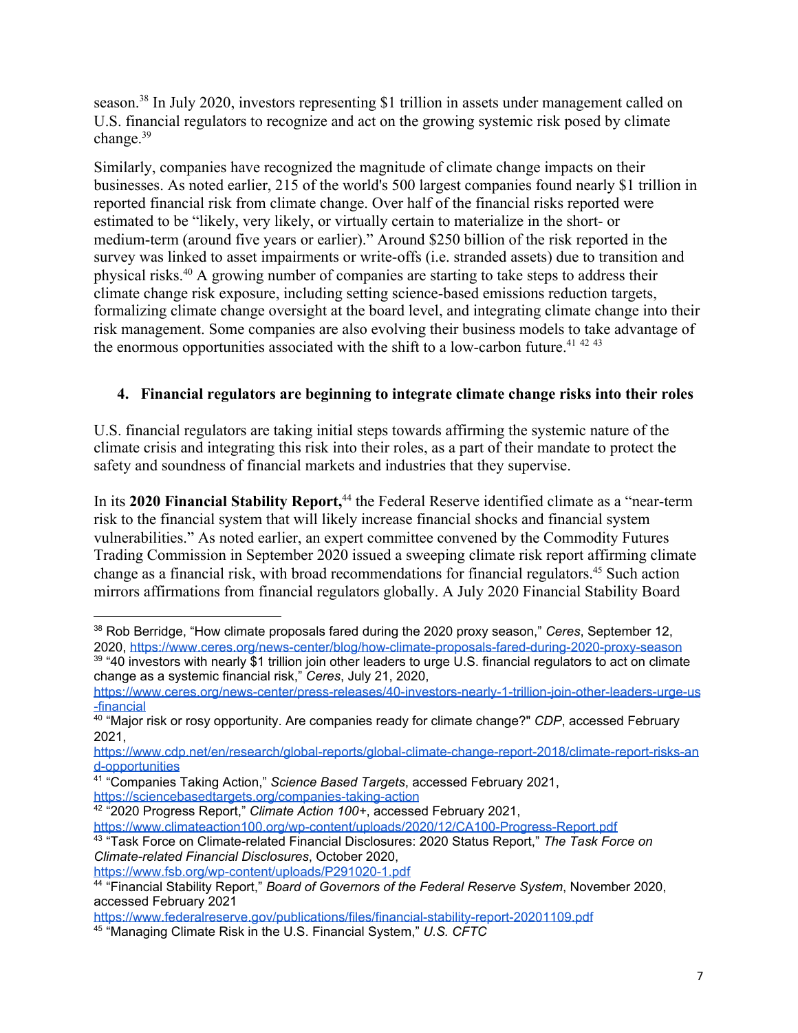season.[38] In July 2020, investors representing $1 trillion in assets under management called on U.S. financial regulators to recognize and act on the growing systemic risk posed by climate change.[39]

Similarly, companies have recognized the magnitude of climate change impacts on their businesses. As noted earlier, 215 of the world's 500 largest companies found nearly $1 trillion in reported financial risk from climate change. Over half of the financial risks reported were estimated to be "likely, very likely, or virtually certain to materialize in the short- or medium-term (around five years or earlier)." Around $250 billion of the risk reported in the survey was linked to asset impairments or write-offs (i.e. stranded assets) due to transition and physical risks.[40] A growing number of companies are starting to take steps to address their climate change risk exposure, including setting science-based emissions reduction targets, formalizing climate change oversight at the board level, and integrating climate change into their risk management. Some companies are also evolving their business models to take advantage of the enormous opportunities associated with the shift to a low-carbon future.[41] [42] [43]

### 4. Financial regulators are beginning to integrate climate change risks into their roles

U.S. financial regulators are taking initial steps towards affirming the systemic nature of the climate crisis and integrating this risk into their roles, as a part of their mandate to protect the safety and soundness of financial markets and industries that they supervise.

In its **2020 Financial Stability Report,**[44] the Federal Reserve identified climate as a "near-term risk to the financial system that will likely increase financial shocks and financial system vulnerabilities." As noted earlier, an expert committee convened by the Commodity Futures Trading Commission in September 2020 issued a sweeping climate risk report affirming climate change as a financial risk, with broad recommendations for financial regulators.[45] Such action mirrors affirmations from financial regulators globally. A July 2020 Financial Stability Board

---

[38] Rob Berridge, "How climate proposals fared during the 2020 proxy season," *Ceres*, September 12, 2020, https://www.ceres.org/news-center/blog/how-climate-proposals-fared-during-2020-proxy-season

[39] "40 investors with nearly $1 trillion join other leaders to urge U.S. financial regulators to act on climate change as a systemic financial risk," *Ceres*, July 21, 2020, https://www.ceres.org/news-center/press-releases/40-investors-nearly-1-trillion-join-other-leaders-urge-us-financial

[40] "Major risk or rosy opportunity. Are companies ready for climate change?" *CDP*, accessed February 2021, https://www.cdp.net/en/research/global-reports/global-climate-change-report-2018/climate-report-risks-and-opportunities

[41] "Companies Taking Action," *Science Based Targets*, accessed February 2021, https://sciencebasedtargets.org/companies-taking-action

[42] "2020 Progress Report," *Climate Action 100+*, accessed February 2021, https://www.climateaction100.org/wp-content/uploads/2020/12/CA100-Progress-Report.pdf

[43] "Task Force on Climate-related Financial Disclosures: 2020 Status Report," *The Task Force on Climate-related Financial Disclosures*, October 2020, https://www.fsb.org/wp-content/uploads/P291020-1.pdf

[44] "Financial Stability Report," *Board of Governors of the Federal Reserve System*, November 2020, accessed February 2021 https://www.federalreserve.gov/publications/files/financial-stability-report-20201109.pdf

[45] "Managing Climate Risk in the U.S. Financial System," *U.S. CFTC*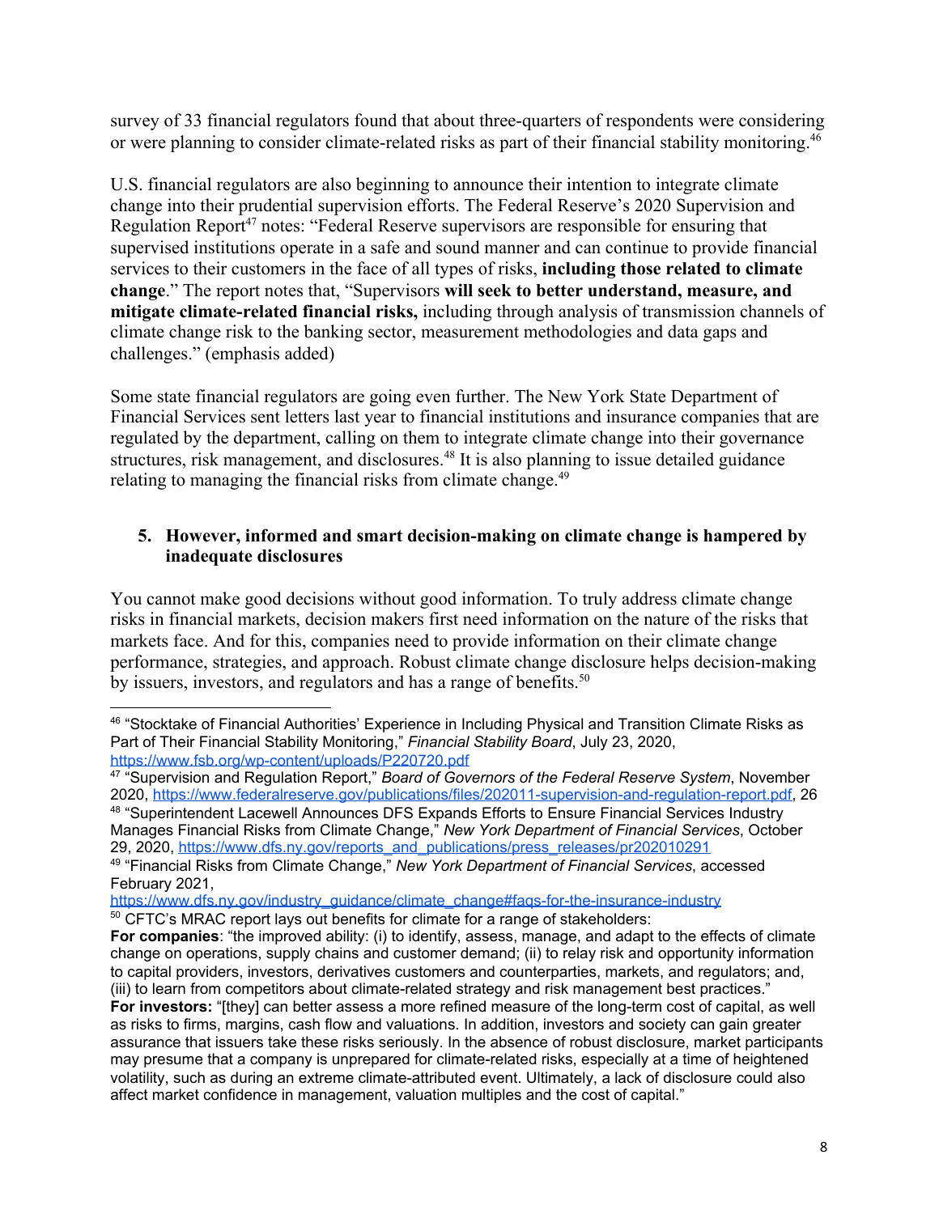survey of 33 financial regulators found that about three-quarters of respondents were considering or were planning to consider climate-related risks as part of their financial stability monitoring.[46]

U.S. financial regulators are also beginning to announce their intention to integrate climate change into their prudential supervision efforts. The Federal Reserve's 2020 Supervision and Regulation Report[47] notes: "Federal Reserve supervisors are responsible for ensuring that supervised institutions operate in a safe and sound manner and can continue to provide financial services to their customers in the face of all types of risks, **including those related to climate change**." The report notes that, "Supervisors **will seek to better understand, measure, and mitigate climate-related financial risks,** including through analysis of transmission channels of climate change risk to the banking sector, measurement methodologies and data gaps and challenges." (emphasis added)

Some state financial regulators are going even further. The New York State Department of Financial Services sent letters last year to financial institutions and insurance companies that are regulated by the department, calling on them to integrate climate change into their governance structures, risk management, and disclosures.[48] It is also planning to issue detailed guidance relating to managing the financial risks from climate change.[49]

### 5. However, informed and smart decision-making on climate change is hampered by inadequate disclosures

You cannot make good decisions without good information. To truly address climate change risks in financial markets, decision makers first need information on the nature of the risks that markets face. And for this, companies need to provide information on their climate change performance, strategies, and approach. Robust climate change disclosure helps decision-making by issuers, investors, and regulators and has a range of benefits.[50]

---

[46] "Stocktake of Financial Authorities' Experience in Including Physical and Transition Climate Risks as Part of Their Financial Stability Monitoring," *Financial Stability Board*, July 23, 2020, https://www.fsb.org/wp-content/uploads/P220720.pdf

[47] "Supervision and Regulation Report," *Board of Governors of the Federal Reserve System*, November 2020, https://www.federalreserve.gov/publications/files/202011-supervision-and-regulation-report.pdf, 26

[48] "Superintendent Lacewell Announces DFS Expands Efforts to Ensure Financial Services Industry Manages Financial Risks from Climate Change," *New York Department of Financial Services*, October 29, 2020, https://www.dfs.ny.gov/reports_and_publications/press_releases/pr202010291

[49] "Financial Risks from Climate Change," *New York Department of Financial Services*, accessed February 2021, https://www.dfs.ny.gov/industry_guidance/climate_change#faqs-for-the-insurance-industry

[50] CFTC's MRAC report lays out benefits for climate for a range of stakeholders:
**For companies**: "the improved ability: (i) to identify, assess, manage, and adapt to the effects of climate change on operations, supply chains and customer demand; (ii) to relay risk and opportunity information to capital providers, investors, derivatives customers and counterparties, markets, and regulators; and, (iii) to learn from competitors about climate-related strategy and risk management best practices."
**For investors:** "[they] can better assess a more refined measure of the long-term cost of capital, as well as risks to firms, margins, cash flow and valuations. In addition, investors and society can gain greater assurance that issuers take these risks seriously. In the absence of robust disclosure, market participants may presume that a company is unprepared for climate-related risks, especially at a time of heightened volatility, such as during an extreme climate-attributed event. Ultimately, a lack of disclosure could also affect market confidence in management, valuation multiples and the cost of capital."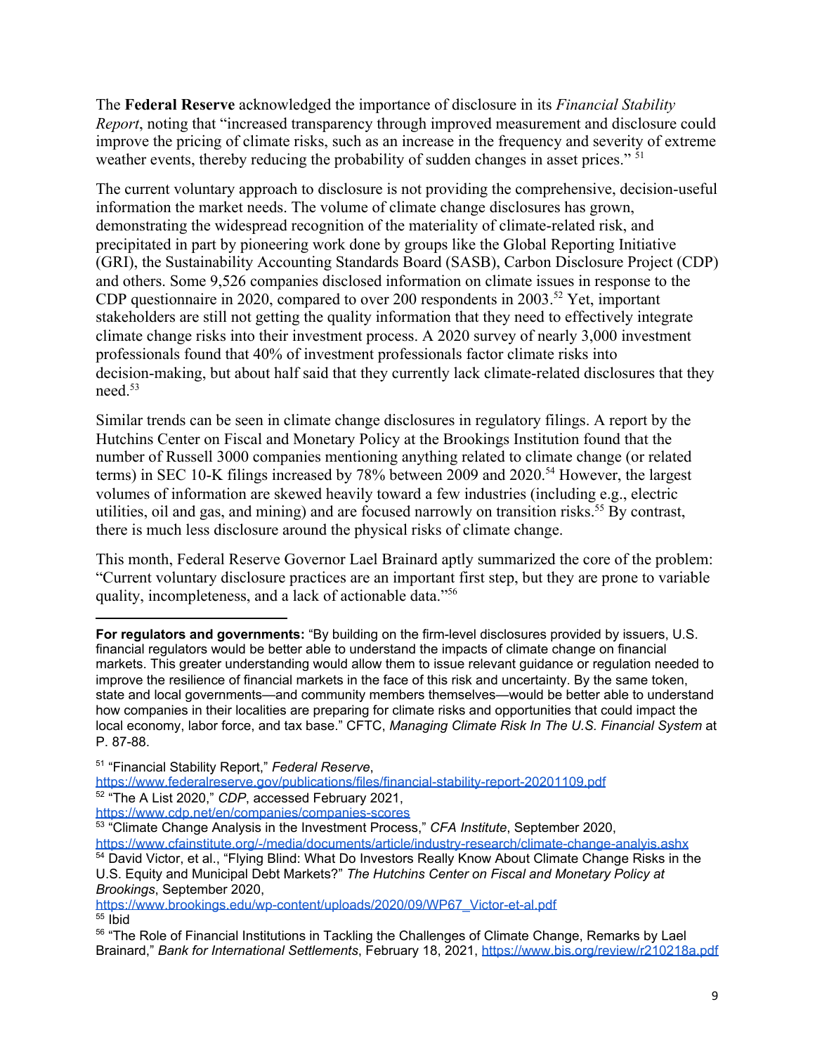The **Federal Reserve** acknowledged the importance of disclosure in its *Financial Stability Report*, noting that "increased transparency through improved measurement and disclosure could improve the pricing of climate risks, such as an increase in the frequency and severity of extreme weather events, thereby reducing the probability of sudden changes in asset prices." [51]

The current voluntary approach to disclosure is not providing the comprehensive, decision-useful information the market needs. The volume of climate change disclosures has grown, demonstrating the widespread recognition of the materiality of climate-related risk, and precipitated in part by pioneering work done by groups like the Global Reporting Initiative (GRI), the Sustainability Accounting Standards Board (SASB), Carbon Disclosure Project (CDP) and others. Some 9,526 companies disclosed information on climate issues in response to the CDP questionnaire in 2020, compared to over 200 respondents in 2003.[52] Yet, important stakeholders are still not getting the quality information that they need to effectively integrate climate change risks into their investment process. A 2020 survey of nearly 3,000 investment professionals found that 40% of investment professionals factor climate risks into decision-making, but about half said that they currently lack climate-related disclosures that they need.[53]

Similar trends can be seen in climate change disclosures in regulatory filings. A report by the Hutchins Center on Fiscal and Monetary Policy at the Brookings Institution found that the number of Russell 3000 companies mentioning anything related to climate change (or related terms) in SEC 10-K filings increased by 78% between 2009 and 2020.[54] However, the largest volumes of information are skewed heavily toward a few industries (including e.g., electric utilities, oil and gas, and mining) and are focused narrowly on transition risks.[55] By contrast, there is much less disclosure around the physical risks of climate change.

This month, Federal Reserve Governor Lael Brainard aptly summarized the core of the problem: "Current voluntary disclosure practices are an important first step, but they are prone to variable quality, incompleteness, and a lack of actionable data."[56]

---

**For regulators and governments:** "By building on the firm-level disclosures provided by issuers, U.S. financial regulators would be better able to understand the impacts of climate change on financial markets. This greater understanding would allow them to issue relevant guidance or regulation needed to improve the resilience of financial markets in the face of this risk and uncertainty. By the same token, state and local governments—and community members themselves—would be better able to understand how companies in their localities are preparing for climate risks and opportunities that could impact the local economy, labor force, and tax base." CFTC, *Managing Climate Risk In The U.S. Financial System* at P. 87-88.

[51] "Financial Stability Report," *Federal Reserve*, https://www.federalreserve.gov/publications/files/financial-stability-report-20201109.pdf

[52] "The A List 2020," *CDP*, accessed February 2021, https://www.cdp.net/en/companies/companies-scores

[53] "Climate Change Analysis in the Investment Process," *CFA Institute*, September 2020, https://www.cfainstitute.org/-/media/documents/article/industry-research/climate-change-analyis.ashx

[54] David Victor, et al., "Flying Blind: What Do Investors Really Know About Climate Change Risks in the U.S. Equity and Municipal Debt Markets?" *The Hutchins Center on Fiscal and Monetary Policy at Brookings*, September 2020, https://www.brookings.edu/wp-content/uploads/2020/09/WP67_Victor-et-al.pdf

[55] Ibid

[56] "The Role of Financial Institutions in Tackling the Challenges of Climate Change, Remarks by Lael Brainard," *Bank for International Settlements*, February 18, 2021, https://www.bis.org/review/r210218a.pdf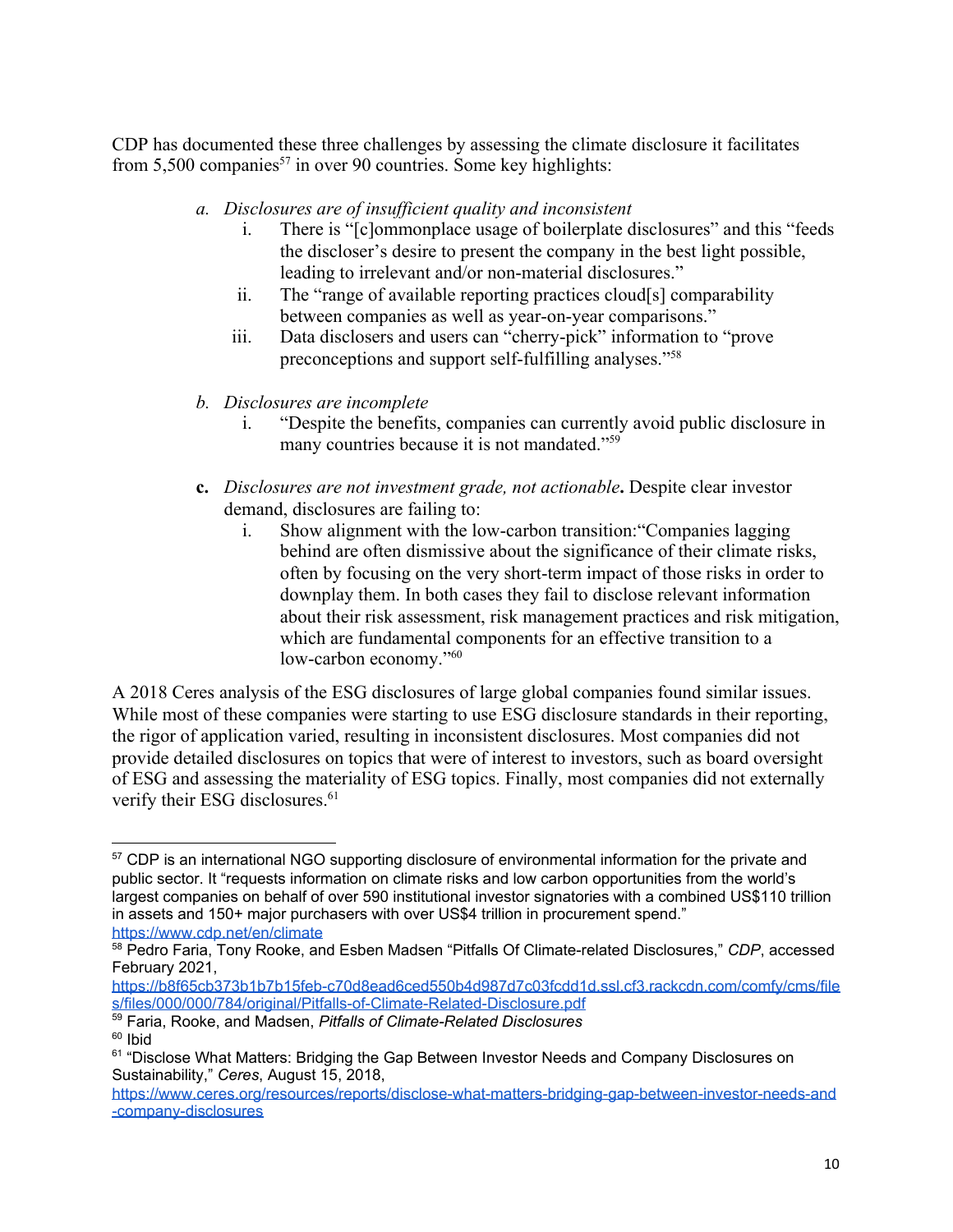CDP has documented these three challenges by assessing the climate disclosure it facilitates from 5,500 companies[57] in over 90 countries. Some key highlights:

a. *Disclosures are of insufficient quality and inconsistent*
   i. There is "[c]ommonplace usage of boilerplate disclosures" and this "feeds the discloser's desire to present the company in the best light possible, leading to irrelevant and/or non-material disclosures."
   ii. The "range of available reporting practices cloud[s] comparability between companies as well as year-on-year comparisons."
   iii. Data disclosers and users can "cherry-pick" information to "prove preconceptions and support self-fulfilling analyses."[58]

b. *Disclosures are incomplete*
   i. "Despite the benefits, companies can currently avoid public disclosure in many countries because it is not mandated."[59]

**c.** *Disclosures are not investment grade, not actionable***.** Despite clear investor demand, disclosures are failing to:
   i. Show alignment with the low-carbon transition:"Companies lagging behind are often dismissive about the significance of their climate risks, often by focusing on the very short-term impact of those risks in order to downplay them. In both cases they fail to disclose relevant information about their risk assessment, risk management practices and risk mitigation, which are fundamental components for an effective transition to a low-carbon economy."[60]

A 2018 Ceres analysis of the ESG disclosures of large global companies found similar issues. While most of these companies were starting to use ESG disclosure standards in their reporting, the rigor of application varied, resulting in inconsistent disclosures. Most companies did not provide detailed disclosures on topics that were of interest to investors, such as board oversight of ESG and assessing the materiality of ESG topics. Finally, most companies did not externally verify their ESG disclosures.[61]

---

[57] CDP is an international NGO supporting disclosure of environmental information for the private and public sector. It "requests information on climate risks and low carbon opportunities from the world's largest companies on behalf of over 590 institutional investor signatories with a combined US$110 trillion in assets and 150+ major purchasers with over US$4 trillion in procurement spend." https://www.cdp.net/en/climate

[58] Pedro Faria, Tony Rooke, and Esben Madsen "Pitfalls Of Climate-related Disclosures," *CDP*, accessed February 2021, https://b8f65cb373b1b7b15feb-c70d8ead6ced550b4d987d7c03fcdd1d.ssl.cf3.rackcdn.com/comfy/cms/files/files/000/000/784/original/Pitfalls-of-Climate-Related-Disclosure.pdf

[59] Faria, Rooke, and Madsen, *Pitfalls of Climate-Related Disclosures*

[60] Ibid

[61] "Disclose What Matters: Bridging the Gap Between Investor Needs and Company Disclosures on Sustainability," *Ceres*, August 15, 2018, https://www.ceres.org/resources/reports/disclose-what-matters-bridging-gap-between-investor-needs-and-company-disclosures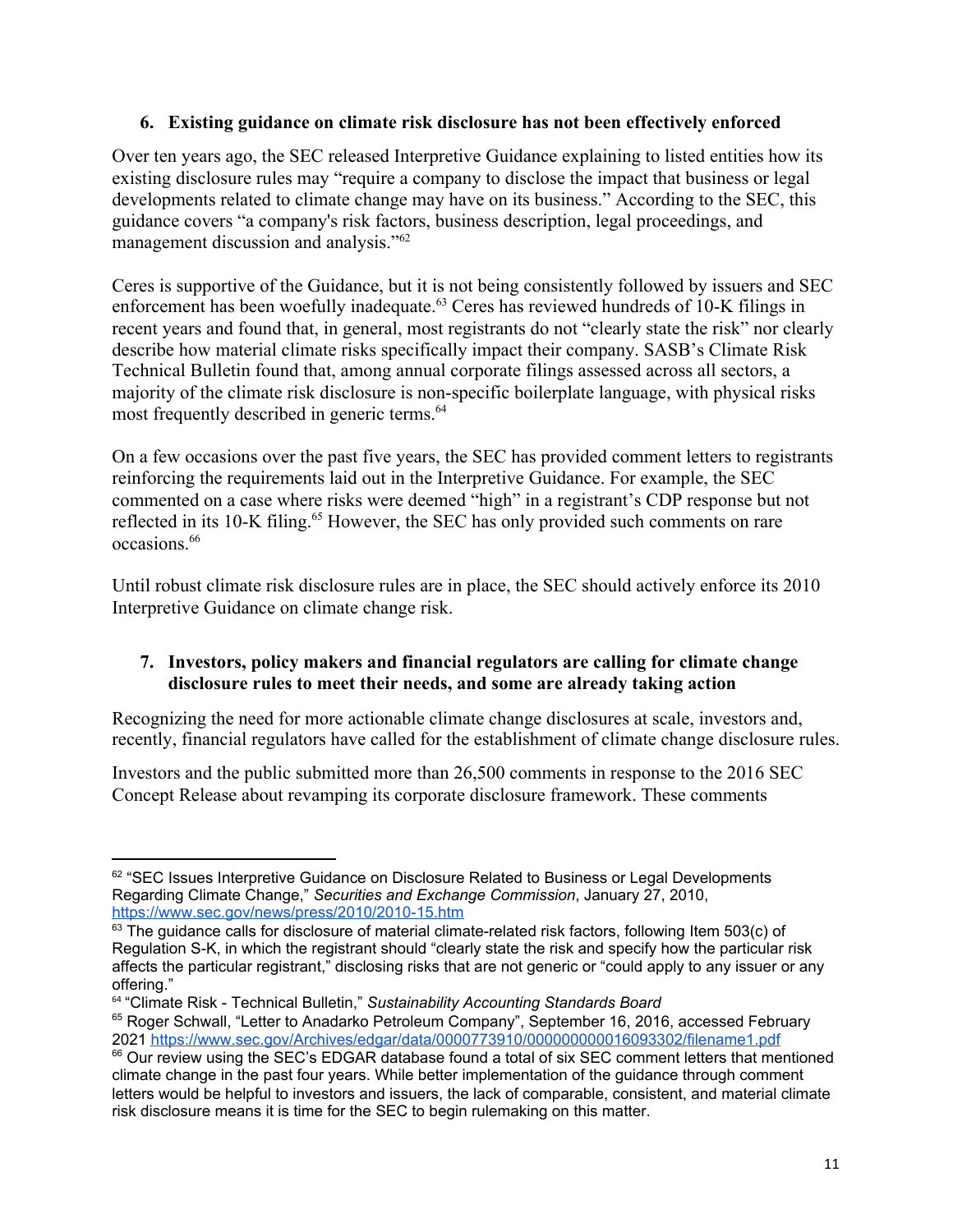### 6. Existing guidance on climate risk disclosure has not been effectively enforced

Over ten years ago, the SEC released Interpretive Guidance explaining to listed entities how its existing disclosure rules may "require a company to disclose the impact that business or legal developments related to climate change may have on its business." According to the SEC, this guidance covers "a company's risk factors, business description, legal proceedings, and management discussion and analysis."[62]

Ceres is supportive of the Guidance, but it is not being consistently followed by issuers and SEC enforcement has been woefully inadequate.[63] Ceres has reviewed hundreds of 10-K filings in recent years and found that, in general, most registrants do not "clearly state the risk" nor clearly describe how material climate risks specifically impact their company. SASB's Climate Risk Technical Bulletin found that, among annual corporate filings assessed across all sectors, a majority of the climate risk disclosure is non-specific boilerplate language, with physical risks most frequently described in generic terms.[64]

On a few occasions over the past five years, the SEC has provided comment letters to registrants reinforcing the requirements laid out in the Interpretive Guidance. For example, the SEC commented on a case where risks were deemed "high" in a registrant's CDP response but not reflected in its 10-K filing.[65] However, the SEC has only provided such comments on rare occasions.[66]

Until robust climate risk disclosure rules are in place, the SEC should actively enforce its 2010 Interpretive Guidance on climate change risk.

### 7. Investors, policy makers and financial regulators are calling for climate change disclosure rules to meet their needs, and some are already taking action

Recognizing the need for more actionable climate change disclosures at scale, investors and, recently, financial regulators have called for the establishment of climate change disclosure rules.

Investors and the public submitted more than 26,500 comments in response to the 2016 SEC Concept Release about revamping its corporate disclosure framework. These comments

---

[62] "SEC Issues Interpretive Guidance on Disclosure Related to Business or Legal Developments Regarding Climate Change," *Securities and Exchange Commission*, January 27, 2010, https://www.sec.gov/news/press/2010/2010-15.htm

[63] The guidance calls for disclosure of material climate-related risk factors, following Item 503(c) of Regulation S-K, in which the registrant should "clearly state the risk and specify how the particular risk affects the particular registrant," disclosing risks that are not generic or "could apply to any issuer or any offering."

[64] "Climate Risk - Technical Bulletin," *Sustainability Accounting Standards Board*

[65] Roger Schwall, "Letter to Anadarko Petroleum Company", September 16, 2016, accessed February 2021 https://www.sec.gov/Archives/edgar/data/0000773910/000000000016093302/filename1.pdf

[66] Our review using the SEC's EDGAR database found a total of six SEC comment letters that mentioned climate change in the past four years. While better implementation of the guidance through comment letters would be helpful to investors and issuers, the lack of comparable, consistent, and material climate risk disclosure means it is time for the SEC to begin rulemaking on this matter.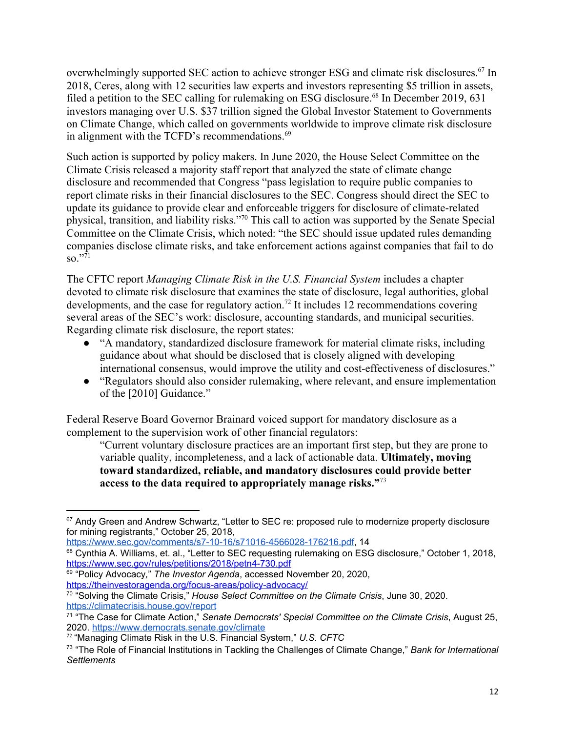overwhelmingly supported SEC action to achieve stronger ESG and climate risk disclosures.[67] In 2018, Ceres, along with 12 securities law experts and investors representing $5 trillion in assets, filed a petition to the SEC calling for rulemaking on ESG disclosure.[68] In December 2019, 631 investors managing over U.S. $37 trillion signed the Global Investor Statement to Governments on Climate Change, which called on governments worldwide to improve climate risk disclosure in alignment with the TCFD's recommendations.[69]

Such action is supported by policy makers. In June 2020, the House Select Committee on the Climate Crisis released a majority staff report that analyzed the state of climate change disclosure and recommended that Congress "pass legislation to require public companies to report climate risks in their financial disclosures to the SEC. Congress should direct the SEC to update its guidance to provide clear and enforceable triggers for disclosure of climate-related physical, transition, and liability risks."[70] This call to action was supported by the Senate Special Committee on the Climate Crisis, which noted: "the SEC should issue updated rules demanding companies disclose climate risks, and take enforcement actions against companies that fail to do so."[71]

The CFTC report *Managing Climate Risk in the U.S. Financial System* includes a chapter devoted to climate risk disclosure that examines the state of disclosure, legal authorities, global developments, and the case for regulatory action.[72] It includes 12 recommendations covering several areas of the SEC's work: disclosure, accounting standards, and municipal securities. Regarding climate risk disclosure, the report states:

- "A mandatory, standardized disclosure framework for material climate risks, including guidance about what should be disclosed that is closely aligned with developing international consensus, would improve the utility and cost-effectiveness of disclosures."
- "Regulators should also consider rulemaking, where relevant, and ensure implementation of the [2010] Guidance."

Federal Reserve Board Governor Brainard voiced support for mandatory disclosure as a complement to the supervision work of other financial regulators:

> "Current voluntary disclosure practices are an important first step, but they are prone to variable quality, incompleteness, and a lack of actionable data. **Ultimately, moving toward standardized, reliable, and mandatory disclosures could provide better access to the data required to appropriately manage risks."**[73]

---

[67] Andy Green and Andrew Schwartz, "Letter to SEC re: proposed rule to modernize property disclosure for mining registrants," October 25, 2018, https://www.sec.gov/comments/s7-10-16/s71016-4566028-176216.pdf, 14

[68] Cynthia A. Williams, et. al., "Letter to SEC requesting rulemaking on ESG disclosure," October 1, 2018, https://www.sec.gov/rules/petitions/2018/petn4-730.pdf

[69] "Policy Advocacy," *The Investor Agenda*, accessed November 20, 2020, https://theinvestoragenda.org/focus-areas/policy-advocacy/

[70] "Solving the Climate Crisis," *House Select Committee on the Climate Crisis*, June 30, 2020. https://climatecrisis.house.gov/report

[71] "The Case for Climate Action," *Senate Democrats' Special Committee on the Climate Crisis*, August 25, 2020. https://www.democrats.senate.gov/climate

[72] "Managing Climate Risk in the U.S. Financial System," *U.S. CFTC*

[73] "The Role of Financial Institutions in Tackling the Challenges of Climate Change," *Bank for International Settlements*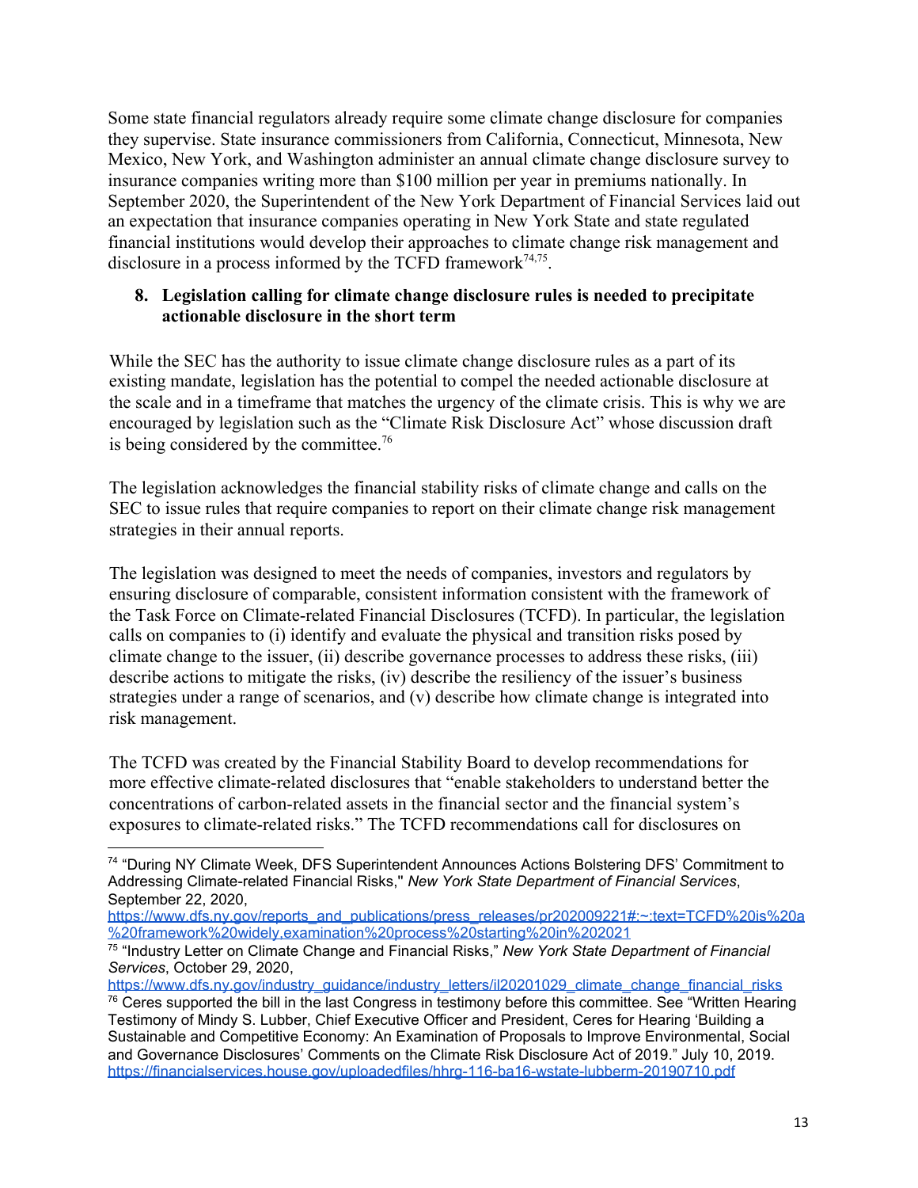Some state financial regulators already require some climate change disclosure for companies they supervise. State insurance commissioners from California, Connecticut, Minnesota, New Mexico, New York, and Washington administer an annual climate change disclosure survey to insurance companies writing more than $100 million per year in premiums nationally. In September 2020, the Superintendent of the New York Department of Financial Services laid out an expectation that insurance companies operating in New York State and state regulated financial institutions would develop their approaches to climate change risk management and disclosure in a process informed by the TCFD framework[74,75].

## 8. Legislation calling for climate change disclosure rules is needed to precipitate actionable disclosure in the short term

While the SEC has the authority to issue climate change disclosure rules as a part of its existing mandate, legislation has the potential to compel the needed actionable disclosure at the scale and in a timeframe that matches the urgency of the climate crisis. This is why we are encouraged by legislation such as the "Climate Risk Disclosure Act" whose discussion draft is being considered by the committee.[76]

The legislation acknowledges the financial stability risks of climate change and calls on the SEC to issue rules that require companies to report on their climate change risk management strategies in their annual reports.

The legislation was designed to meet the needs of companies, investors and regulators by ensuring disclosure of comparable, consistent information consistent with the framework of the Task Force on Climate-related Financial Disclosures (TCFD). In particular, the legislation calls on companies to (i) identify and evaluate the physical and transition risks posed by climate change to the issuer, (ii) describe governance processes to address these risks, (iii) describe actions to mitigate the risks, (iv) describe the resiliency of the issuer's business strategies under a range of scenarios, and (v) describe how climate change is integrated into risk management.

The TCFD was created by the Financial Stability Board to develop recommendations for more effective climate-related disclosures that "enable stakeholders to understand better the concentrations of carbon-related assets in the financial sector and the financial system's exposures to climate-related risks." The TCFD recommendations call for disclosures on

---

[74] "During NY Climate Week, DFS Superintendent Announces Actions Bolstering DFS' Commitment to Addressing Climate-related Financial Risks," *New York State Department of Financial Services*, September 22, 2020, https://www.dfs.ny.gov/reports_and_publications/press_releases/pr202009221#:~:text=TCFD%20is%20a%20framework%20widely,examination%20process%20starting%20in%202021

[75] "Industry Letter on Climate Change and Financial Risks," *New York State Department of Financial Services*, October 29, 2020, https://www.dfs.ny.gov/industry_guidance/industry_letters/il20201029_climate_change_financial_risks

[76] Ceres supported the bill in the last Congress in testimony before this committee. See "Written Hearing Testimony of Mindy S. Lubber, Chief Executive Officer and President, Ceres for Hearing 'Building a Sustainable and Competitive Economy: An Examination of Proposals to Improve Environmental, Social and Governance Disclosures' Comments on the Climate Risk Disclosure Act of 2019." July 10, 2019. https://financialservices.house.gov/uploadedfiles/hhrg-116-ba16-wstate-lubberm-20190710.pdf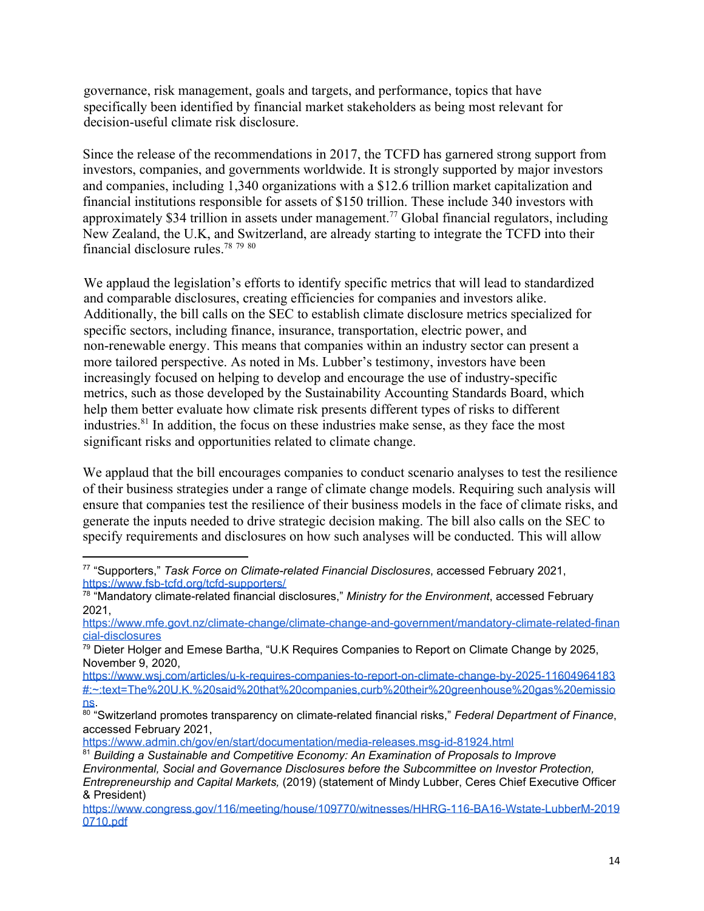governance, risk management, goals and targets, and performance, topics that have specifically been identified by financial market stakeholders as being most relevant for decision-useful climate risk disclosure.

Since the release of the recommendations in 2017, the TCFD has garnered strong support from investors, companies, and governments worldwide. It is strongly supported by major investors and companies, including 1,340 organizations with a $12.6 trillion market capitalization and financial institutions responsible for assets of $150 trillion. These include 340 investors with approximately $34 trillion in assets under management.[77] Global financial regulators, including New Zealand, the U.K, and Switzerland, are already starting to integrate the TCFD into their financial disclosure rules.[78] [79] [80]

We applaud the legislation's efforts to identify specific metrics that will lead to standardized and comparable disclosures, creating efficiencies for companies and investors alike. Additionally, the bill calls on the SEC to establish climate disclosure metrics specialized for specific sectors, including finance, insurance, transportation, electric power, and non-renewable energy. This means that companies within an industry sector can present a more tailored perspective. As noted in Ms. Lubber's testimony, investors have been increasingly focused on helping to develop and encourage the use of industry-specific metrics, such as those developed by the Sustainability Accounting Standards Board, which help them better evaluate how climate risk presents different types of risks to different industries.[81] In addition, the focus on these industries make sense, as they face the most significant risks and opportunities related to climate change.

We applaud that the bill encourages companies to conduct scenario analyses to test the resilience of their business strategies under a range of climate change models. Requiring such analysis will ensure that companies test the resilience of their business models in the face of climate risks, and generate the inputs needed to drive strategic decision making. The bill also calls on the SEC to specify requirements and disclosures on how such analyses will be conducted. This will allow

---

[77] "Supporters," *Task Force on Climate-related Financial Disclosures*, accessed February 2021, https://www.fsb-tcfd.org/tcfd-supporters/

[78] "Mandatory climate-related financial disclosures," *Ministry for the Environment*, accessed February 2021, https://www.mfe.govt.nz/climate-change/climate-change-and-government/mandatory-climate-related-financial-disclosures

[79] Dieter Holger and Emese Bartha, "U.K Requires Companies to Report on Climate Change by 2025, November 9, 2020, https://www.wsj.com/articles/u-k-requires-companies-to-report-on-climate-change-by-2025-11604964183#:~:text=The%20U.K.%20said%20that%20companies,curb%20their%20greenhouse%20gas%20emissions.

[80] "Switzerland promotes transparency on climate-related financial risks," *Federal Department of Finance*, accessed February 2021, https://www.admin.ch/gov/en/start/documentation/media-releases.msg-id-81924.html

[81] *Building a Sustainable and Competitive Economy: An Examination of Proposals to Improve Environmental, Social and Governance Disclosures before the Subcommittee on Investor Protection, Entrepreneurship and Capital Markets,* (2019) (statement of Mindy Lubber, Ceres Chief Executive Officer & President) https://www.congress.gov/116/meeting/house/109770/witnesses/HHRG-116-BA16-Wstate-LubberM-20190710.pdf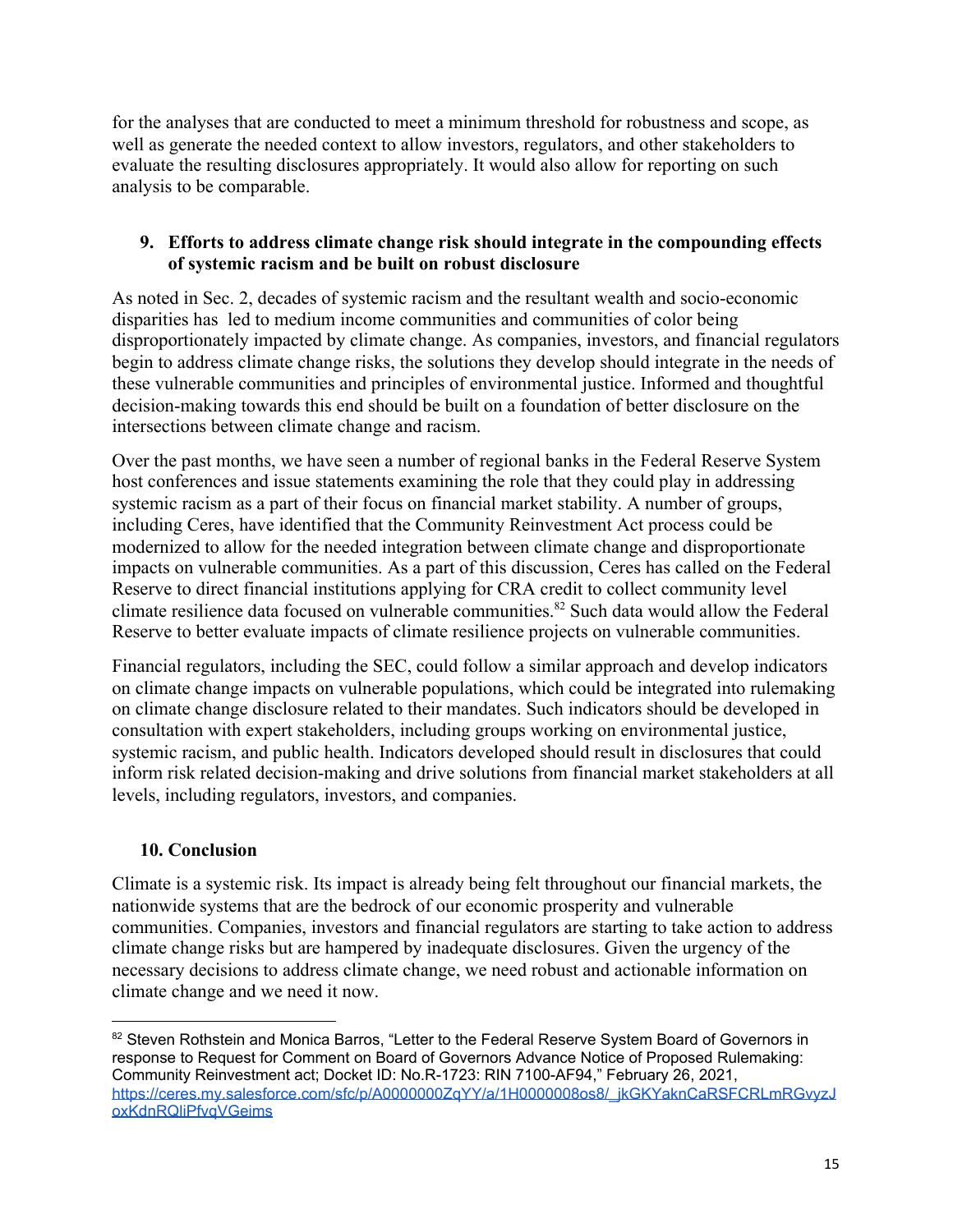for the analyses that are conducted to meet a minimum threshold for robustness and scope, as well as generate the needed context to allow investors, regulators, and other stakeholders to evaluate the resulting disclosures appropriately. It would also allow for reporting on such analysis to be comparable.

## 9. Efforts to address climate change risk should integrate in the compounding effects of systemic racism and be built on robust disclosure

As noted in Sec. 2, decades of systemic racism and the resultant wealth and socio-economic disparities has led to medium income communities and communities of color being disproportionately impacted by climate change. As companies, investors, and financial regulators begin to address climate change risks, the solutions they develop should integrate in the needs of these vulnerable communities and principles of environmental justice. Informed and thoughtful decision-making towards this end should be built on a foundation of better disclosure on the intersections between climate change and racism.

Over the past months, we have seen a number of regional banks in the Federal Reserve System host conferences and issue statements examining the role that they could play in addressing systemic racism as a part of their focus on financial market stability. A number of groups, including Ceres, have identified that the Community Reinvestment Act process could be modernized to allow for the needed integration between climate change and disproportionate impacts on vulnerable communities. As a part of this discussion, Ceres has called on the Federal Reserve to direct financial institutions applying for CRA credit to collect community level climate resilience data focused on vulnerable communities.[82] Such data would allow the Federal Reserve to better evaluate impacts of climate resilience projects on vulnerable communities.

Financial regulators, including the SEC, could follow a similar approach and develop indicators on climate change impacts on vulnerable populations, which could be integrated into rulemaking on climate change disclosure related to their mandates. Such indicators should be developed in consultation with expert stakeholders, including groups working on environmental justice, systemic racism, and public health. Indicators developed should result in disclosures that could inform risk related decision-making and drive solutions from financial market stakeholders at all levels, including regulators, investors, and companies.

## 10. Conclusion

Climate is a systemic risk. Its impact is already being felt throughout our financial markets, the nationwide systems that are the bedrock of our economic prosperity and vulnerable communities. Companies, investors and financial regulators are starting to take action to address climate change risks but are hampered by inadequate disclosures. Given the urgency of the necessary decisions to address climate change, we need robust and actionable information on climate change and we need it now.

---

[82] Steven Rothstein and Monica Barros, "Letter to the Federal Reserve System Board of Governors in response to Request for Comment on Board of Governors Advance Notice of Proposed Rulemaking: Community Reinvestment act; Docket ID: No.R-1723: RIN 7100-AF94," February 26, 2021, https://ceres.my.salesforce.com/sfc/p/A0000000ZqYY/a/1H0000008os8/_jkGKYaknCaRSFCRLmRGvyzJoxKdnRQliPfvqVGeims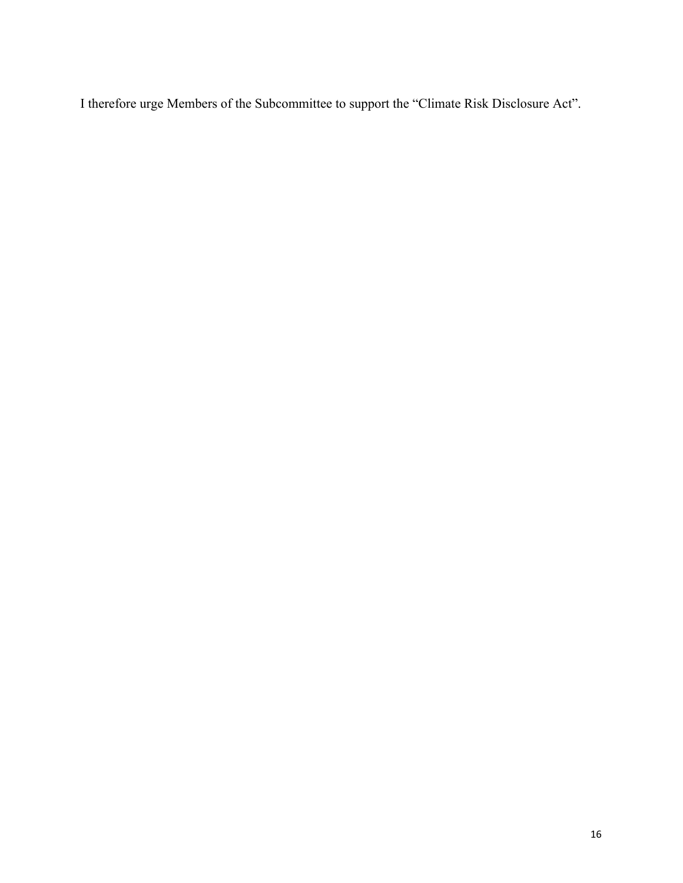I therefore urge Members of the Subcommittee to support the "Climate Risk Disclosure Act".